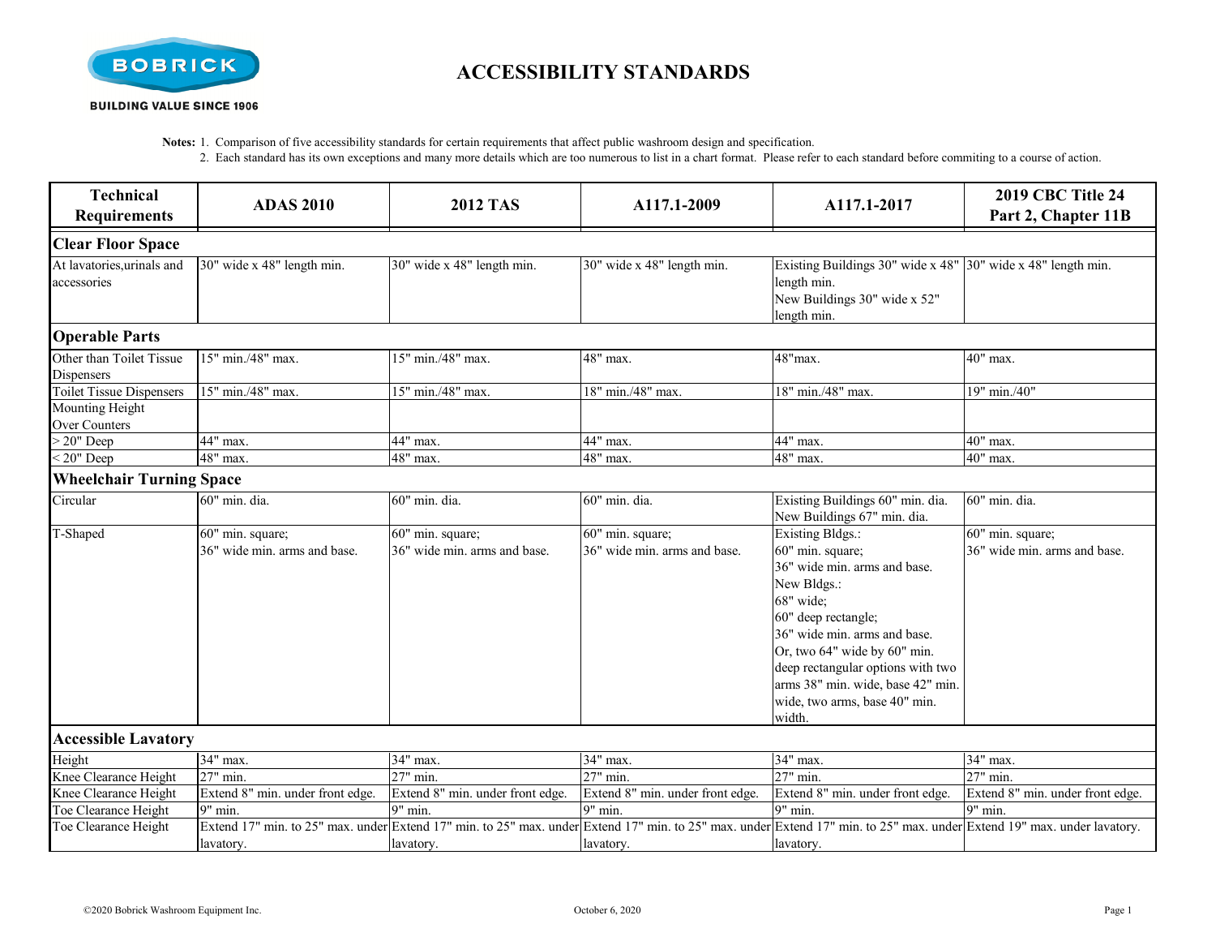# ACCESSIBILITY STANDARDS

**Notes:** 1. Comparison of five accessibility standards for certain requirements that affect public washroom design and specification.

2. Each standard has its own exceptions and many more details which are too numerous to list in a chart format. Please refer to each standard before commiting to a course of action.

| Technical Requirements | ADAS 2010 | 2012 TAS | A117.1-2009 | A117.1-2017 | 2019 CBC Title 24 Part 2, Chapter 11B |
|---|---|---|---|---|---|
| **Clear Floor Space** | | | | | |
| At lavatories,urinals and accessories | 30" wide x 48" length min. | 30" wide x 48" length min. | 30" wide x 48" length min. | Existing Buildings 30" wide x 48" length min.<br>New Buildings 30" wide x 52" length min. | 30" wide x 48" length min. |
| **Operable Parts** | | | | | |
| Other than Toilet Tissue Dispensers | 15" min./48" max. | 15" min./48" max. | 48" max. | 48"max. | 40" max. |
| Toilet Tissue Dispensers | 15" min./48" max. | 15" min./48" max. | 18" min./48" max. | 18" min./48" max. | 19" min./40" |
| Mounting Height Over Counters | | | | | |
| > 20" Deep | 44" max. | 44" max. | 44" max. | 44" max. | 40" max. |
| < 20" Deep | 48" max. | 48" max. | 48" max. | 48" max. | 40" max. |
| **Wheelchair Turning Space** | | | | | |
| Circular | 60" min. dia. | 60" min. dia. | 60" min. dia. | Existing Buildings 60" min. dia.<br>New Buildings 67" min. dia. | 60" min. dia. |
| T-Shaped | 60" min. square;<br>36" wide min. arms and base. | 60" min. square;<br>36" wide min. arms and base. | 60" min. square;<br>36" wide min. arms and base. | Existing Bldgs.:<br>60" min. square;<br>36" wide min. arms and base.<br>New Bldgs.:<br>68" wide;<br>60" deep rectangle;<br>36" wide min. arms and base.<br>Or, two 64" wide by 60" min. deep rectangular options with two arms 38" min. wide, base 42" min. wide, two arms, base 40" min. width. | 60" min. square;<br>36" wide min. arms and base. |
| **Accessible Lavatory** | | | | | |
| Height | 34" max. | 34" max. | 34" max. | 34" max. | 34" max. |
| Knee Clearance Height | 27" min. | 27" min. | 27" min. | 27" min. | 27" min. |
| Knee Clearance Height | Extend 8" min. under front edge. | Extend 8" min. under front edge. | Extend 8" min. under front edge. | Extend 8" min. under front edge. | Extend 8" min. under front edge. |
| Toe Clearance Height | 9" min. | 9" min. | 9" min. | 9" min. | 9" min. |
| Toe Clearance Height | Extend 17" min. to 25" max. under lavatory. | Extend 17" min. to 25" max. under lavatory. | Extend 17" min. to 25" max. under lavatory. | Extend 17" min. to 25" max. under lavatory. | Extend 19" max. under lavatory. |

©2020 Bobrick Washroom Equipment Inc. October 6, 2020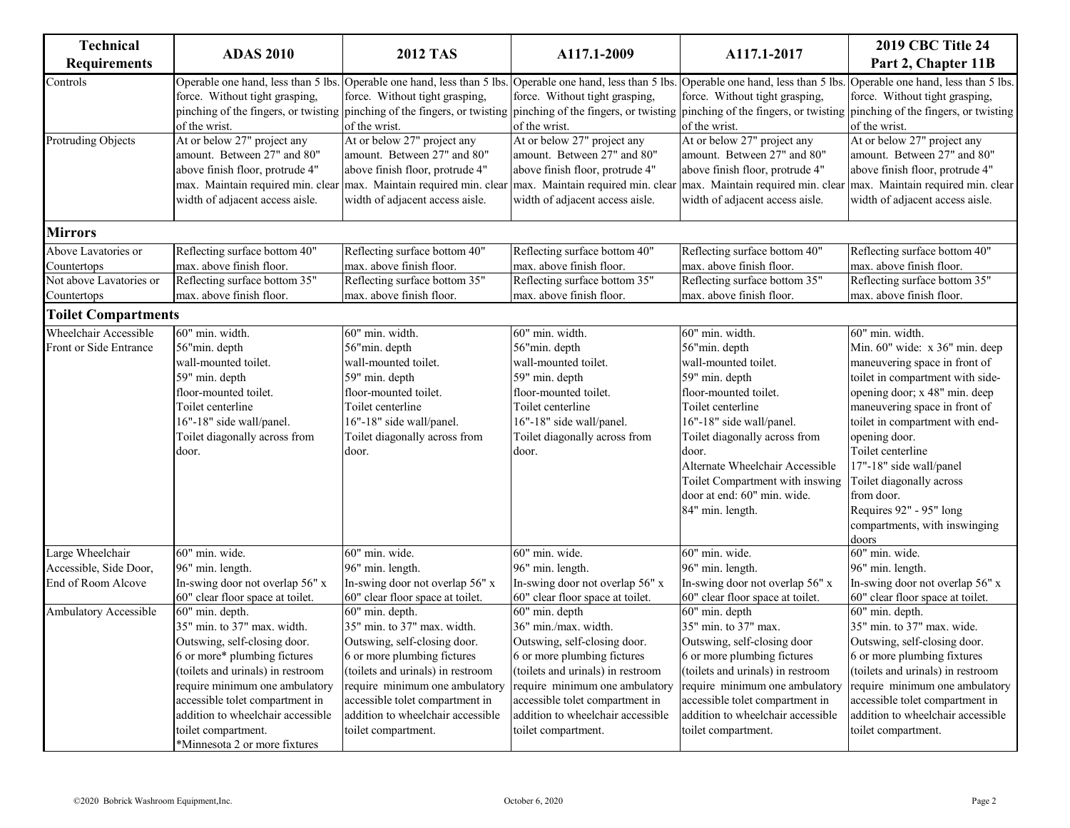| Technical Requirements | ADAS 2010 | 2012 TAS | A117.1-2009 | A117.1-2017 | 2019 CBC Title 24 Part 2, Chapter 11B |
|---|---|---|---|---|---|
| Controls | Operable one hand, less than 5 lbs. force. Without tight grasping, pinching of the fingers, or twisting of the wrist. | Operable one hand, less than 5 lbs. force. Without tight grasping, pinching of the fingers, or twisting of the wrist. | Operable one hand, less than 5 lbs. force. Without tight grasping, pinching of the fingers, or twisting of the wrist. | Operable one hand, less than 5 lbs. force. Without tight grasping, pinching of the fingers, or twisting of the wrist. | Operable one hand, less than 5 lbs. force. Without tight grasping, pinching of the fingers, or twisting of the wrist. |
| Protruding Objects | At or below 27" project any amount. Between 27" and 80" above finish floor, protrude 4" max. Maintain required min. clear width of adjacent access aisle. | At or below 27" project any amount. Between 27" and 80" above finish floor, protrude 4" max. Maintain required min. clear width of adjacent access aisle. | At or below 27" project any amount. Between 27" and 80" above finish floor, protrude 4" max. Maintain required min. clear width of adjacent access aisle. | At or below 27" project any amount. Between 27" and 80" above finish floor, protrude 4" max. Maintain required min. clear width of adjacent access aisle. | At or below 27" project any amount. Between 27" and 80" above finish floor, protrude 4" max. Maintain required min. clear width of adjacent access aisle. |
| **Mirrors** | | | | | |
| Above Lavatories or Countertops | Reflecting surface bottom 40" max. above finish floor. | Reflecting surface bottom 40" max. above finish floor. | Reflecting surface bottom 40" max. above finish floor. | Reflecting surface bottom 40" max. above finish floor. | Reflecting surface bottom 40" max. above finish floor. |
| Not above Lavatories or Countertops | Reflecting surface bottom 35" max. above finish floor. | Reflecting surface bottom 35" max. above finish floor. | Reflecting surface bottom 35" max. above finish floor. | Reflecting surface bottom 35" max. above finish floor. | Reflecting surface bottom 35" max. above finish floor. |
| **Toilet Compartments** | | | | | |
| Wheelchair Accessible Front or Side Entrance | 60" min. width.<br>56"min. depth<br>wall-mounted toilet.<br>59" min. depth<br>floor-mounted toilet.<br>Toilet centerline<br>16"-18" side wall/panel.<br>Toilet diagonally across from door. | 60" min. width.<br>56"min. depth<br>wall-mounted toilet.<br>59" min. depth<br>floor-mounted toilet.<br>Toilet centerline<br>16"-18" side wall/panel.<br>Toilet diagonally across from door. | 60" min. width.<br>56"min. depth<br>wall-mounted toilet.<br>59" min. depth<br>floor-mounted toilet.<br>Toilet centerline<br>16"-18" side wall/panel.<br>Toilet diagonally across from door. | 60" min. width.<br>56"min. depth<br>wall-mounted toilet.<br>59" min. depth<br>floor-mounted toilet.<br>Toilet centerline<br>16"-18" side wall/panel.<br>Toilet diagonally across from door.<br>Alternate Wheelchair Accessible Toilet Compartment with inswing door at end: 60" min. wide.<br>84" min. length. | 60" min. width.<br>Min. 60" wide: x 36" min. deep maneuvering space in front of toilet in compartment with side-opening door; x 48" min. deep maneuvering space in front of toilet in compartment with end-opening door.<br>Toilet centerline<br>17"-18" side wall/panel<br>Toilet diagonally across from door.<br>Requires 92" - 95" long compartments, with inswinging doors |
| Large Wheelchair Accessible, Side Door, End of Room Alcove | 60" min. wide.<br>96" min. length.<br>In-swing door not overlap 56" x 60" clear floor space at toilet. | 60" min. wide.<br>96" min. length.<br>In-swing door not overlap 56" x 60" clear floor space at toilet. | 60" min. wide.<br>96" min. length.<br>In-swing door not overlap 56" x 60" clear floor space at toilet. | 60" min. wide.<br>96" min. length.<br>In-swing door not overlap 56" x 60" clear floor space at toilet. | 60" min. wide.<br>96" min. length.<br>In-swing door not overlap 56" x 60" clear floor space at toilet. |
| Ambulatory Accessible | 60" min. depth.<br>35" min. to 37" max. width.<br>Outswing, self-closing door.<br>6 or more* plumbing fictures (toilets and urinals) in restroom require minimum one ambulatory accessible tolet compartment in addition to wheelchair accessible toilet compartment.<br>*Minnesota 2 or more fixtures | 60" min. depth.<br>35" min. to 37" max. width.<br>Outswing, self-closing door.<br>6 or more plumbing fictures (toilets and urinals) in restroom require minimum one ambulatory accessible tolet compartment in addition to wheelchair accessible toilet compartment. | 60" min. depth<br>36" min./max. width.<br>Outswing, self-closing door.<br>6 or more plumbing fictures (toilets and urinals) in restroom require minimum one ambulatory accessible tolet compartment in addition to wheelchair accessible toilet compartment. | 60" min. depth<br>35" min. to 37" max.<br>Outswing, self-closing door<br>6 or more plumbing fictures (toilets and urinals) in restroom require minimum one ambulatory accessible tolet compartment in addition to wheelchair accessible toilet compartment. | 60" min. depth.<br>35" min. to 37" max. wide.<br>Outswing, self-closing door.<br>6 or more plumbing fixtures (toilets and urinals) in restroom require minimum one ambulatory accessible tolet compartment in addition to wheelchair accessible toilet compartment. |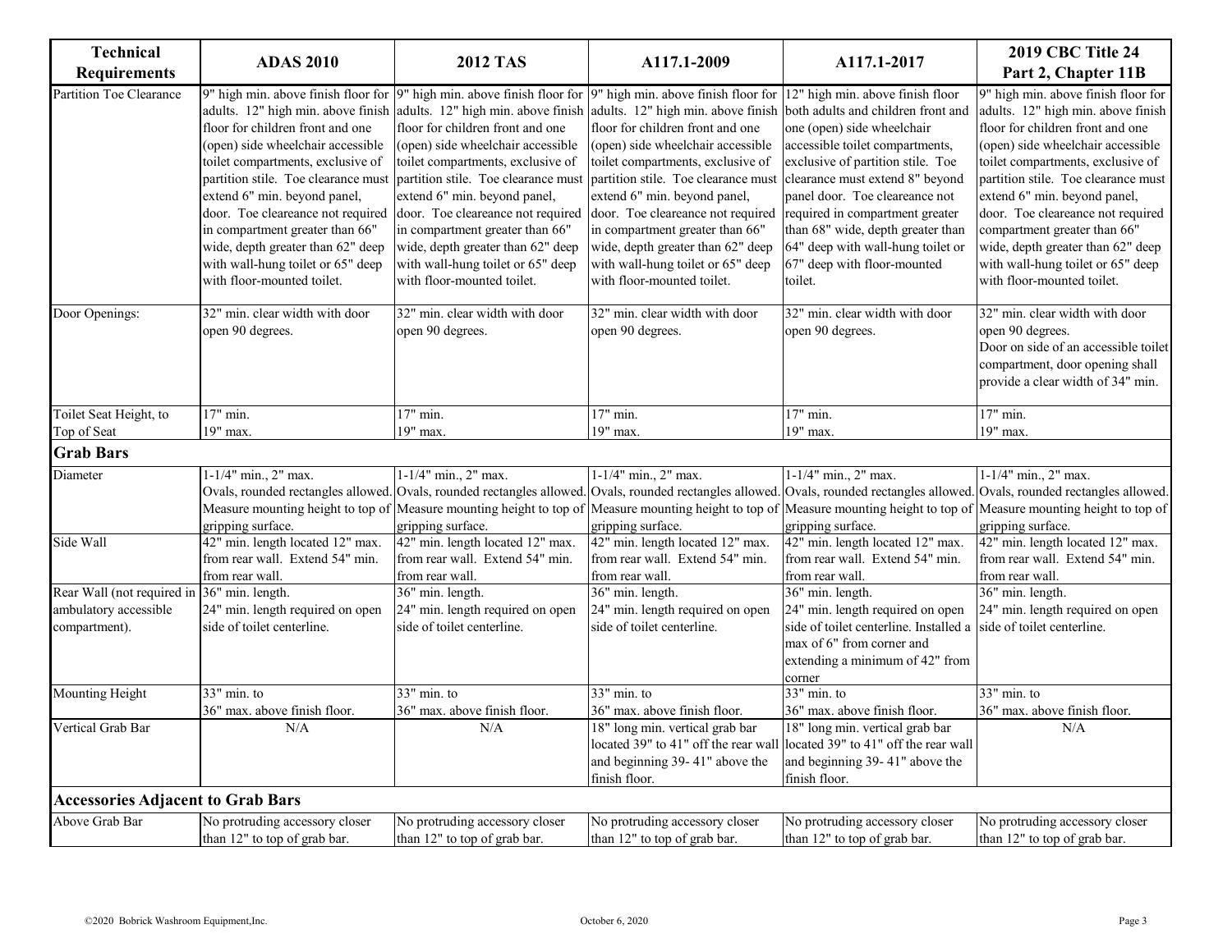| Technical Requirements | ADAS 2010 | 2012 TAS | A117.1-2009 | A117.1-2017 | 2019 CBC Title 24 Part 2, Chapter 11B |
|---|---|---|---|---|---|
| Partition Toe Clearance | 9" high min. above finish floor for adults. 12" high min. above finish floor for children front and one (open) side wheelchair accessible toilet compartments, exclusive of partition stile. Toe clearance must extend 6" min. beyond panel, door. Toe cleareance not required in compartment greater than 66" wide, depth greater than 62" deep with wall-hung toilet or 65" deep with floor-mounted toilet. | 9" high min. above finish floor for adults. 12" high min. above finish floor for children front and one (open) side wheelchair accessible toilet compartments, exclusive of partition stile. Toe clearance must extend 6" min. beyond panel, door. Toe cleareance not required in compartment greater than 66" wide, depth greater than 62" deep with wall-hung toilet or 65" deep with floor-mounted toilet. | 9" high min. above finish floor for adults. 12" high min. above finish floor for children front and one (open) side wheelchair accessible toilet compartments, exclusive of partition stile. Toe clearance must extend 6" min. beyond panel, door. Toe cleareance not required in compartment greater than 66" wide, depth greater than 62" deep with wall-hung toilet or 65" deep with floor-mounted toilet. | 12" high min. above finish floor both adults and children front and one (open) side wheelchair accessible toilet compartments, exclusive of partition stile. Toe clearance must extend 8" beyond panel door. Toe cleareance not required in compartment greater than 68" wide, depth greater than 64" deep with wall-hung toilet or 67" deep with floor-mounted toilet. | 9" high min. above finish floor for adults. 12" high min. above finish floor for children front and one (open) side wheelchair accessible toilet compartments, exclusive of partition stile. Toe clearance must extend 6" min. beyond panel, door. Toe cleareance not required compartment greater than 66" wide, depth greater than 62" deep with wall-hung toilet or 65" deep with floor-mounted toilet. |
| Door Openings: | 32" min. clear width with door open 90 degrees. | 32" min. clear width with door open 90 degrees. | 32" min. clear width with door open 90 degrees. | 32" min. clear width with door open 90 degrees. | 32" min. clear width with door open 90 degrees. Door on side of an accessible toilet compartment, door opening shall provide a clear width of 34" min. |
| Toilet Seat Height, to Top of Seat | 17" min. 19" max. | 17" min. 19" max. | 17" min. 19" max. | 17" min. 19" max. | 17" min. 19" max. |
| **Grab Bars** | | | | | |
| Diameter | 1-1/4" min., 2" max. Ovals, rounded rectangles allowed. Measure mounting height to top of gripping surface. | 1-1/4" min., 2" max. Ovals, rounded rectangles allowed. Measure mounting height to top of gripping surface. | 1-1/4" min., 2" max. Ovals, rounded rectangles allowed. Measure mounting height to top of gripping surface. | 1-1/4" min., 2" max. Ovals, rounded rectangles allowed. Measure mounting height to top of gripping surface. | 1-1/4" min., 2" max. Ovals, rounded rectangles allowed. Measure mounting height to top of gripping surface. |
| Side Wall | 42" min. length located 12" max. from rear wall. Extend 54" min. from rear wall. | 42" min. length located 12" max. from rear wall. Extend 54" min. from rear wall. | 42" min. length located 12" max. from rear wall. Extend 54" min. from rear wall. | 42" min. length located 12" max. from rear wall. Extend 54" min. from rear wall. | 42" min. length located 12" max. from rear wall. Extend 54" min. from rear wall. |
| Rear Wall (not required in ambulatory accessible compartment). | 36" min. length. 24" min. length required on open side of toilet centerline. | 36" min. length. 24" min. length required on open side of toilet centerline. | 36" min. length. 24" min. length required on open side of toilet centerline. | 36" min. length. 24" min. length required on open side of toilet centerline. Installed a max of 6" from corner and extending a minimum of 42" from corner | 36" min. length. 24" min. length required on open side of toilet centerline. |
| Mounting Height | 33" min. to 36" max. above finish floor. | 33" min. to 36" max. above finish floor. | 33" min. to 36" max. above finish floor. | 33" min. to 36" max. above finish floor. | 33" min. to 36" max. above finish floor. |
| Vertical Grab Bar | N/A | N/A | 18" long min. vertical grab bar located 39" to 41" off the rear wall and beginning 39- 41" above the finish floor. | 18" long min. vertical grab bar located 39" to 41" off the rear wall and beginning 39- 41" above the finish floor. | N/A |
| **Accessories Adjacent to Grab Bars** | | | | | |
| Above Grab Bar | No protruding accessory closer than 12" to top of grab bar. | No protruding accessory closer than 12" to top of grab bar. | No protruding accessory closer than 12" to top of grab bar. | No protruding accessory closer than 12" to top of grab bar. | No protruding accessory closer than 12" to top of grab bar. |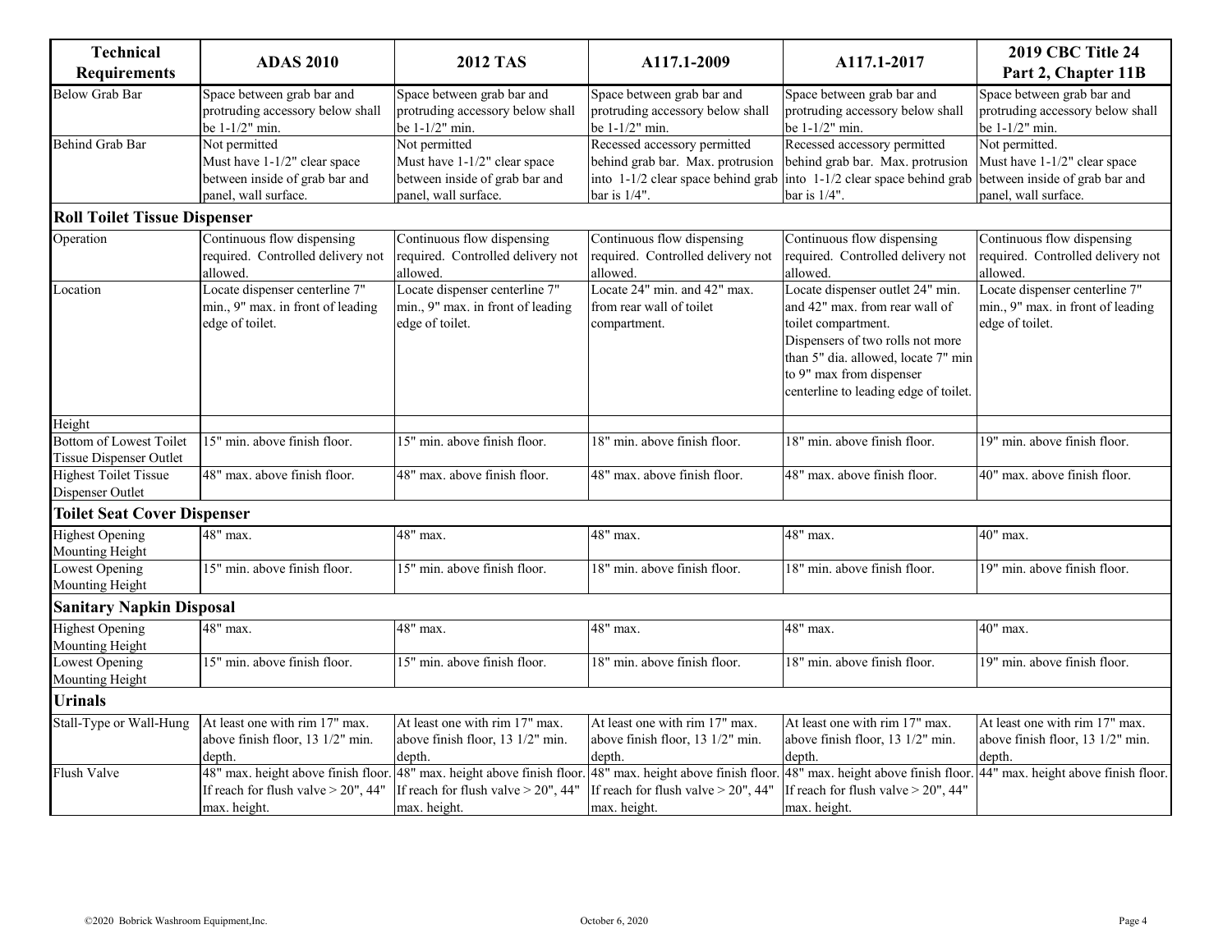| Technical Requirements | ADAS 2010 | 2012 TAS | A117.1-2009 | A117.1-2017 | 2019 CBC Title 24 Part 2, Chapter 11B |
| --- | --- | --- | --- | --- | --- |
| Below Grab Bar | Space between grab bar and protruding accessory below shall be 1-1/2" min. | Space between grab bar and protruding accessory below shall be 1-1/2" min. | Space between grab bar and protruding accessory below shall be 1-1/2" min. | Space between grab bar and protruding accessory below shall be 1-1/2" min. | Space between grab bar and protruding accessory below shall be 1-1/2" min. |
| Behind Grab Bar | Not permitted Must have 1-1/2" clear space between inside of grab bar and panel, wall surface. | Not permitted Must have 1-1/2" clear space between inside of grab bar and panel, wall surface. | Recessed accessory permitted behind grab bar. Max. protrusion into 1-1/2 clear space behind grab bar is 1/4". | Recessed accessory permitted behind grab bar. Max. protrusion into 1-1/2 clear space behind grab bar is 1/4". | Not permitted. Must have 1-1/2" clear space between inside of grab bar and panel, wall surface. |
| **Roll Toilet Tissue Dispenser** | | | | | |
| Operation | Continuous flow dispensing required. Controlled delivery not allowed. | Continuous flow dispensing required. Controlled delivery not allowed. | Continuous flow dispensing required. Controlled delivery not allowed. | Continuous flow dispensing required. Controlled delivery not allowed. | Continuous flow dispensing required. Controlled delivery not allowed. |
| Location | Locate dispenser centerline 7" min., 9" max. in front of leading edge of toilet. | Locate dispenser centerline 7" min., 9" max. in front of leading edge of toilet. | Locate 24" min. and 42" max. from rear wall of toilet compartment. | Locate dispenser outlet 24" min. and 42" max. from rear wall of toilet compartment. Dispensers of two rolls not more than 5" dia. allowed, locate 7" min to 9" max from dispenser centerline to leading edge of toilet. | Locate dispenser centerline 7" min., 9" max. in front of leading edge of toilet. |
| Height | | | | | |
| Bottom of Lowest Toilet Tissue Dispenser Outlet | 15" min. above finish floor. | 15" min. above finish floor. | 18" min. above finish floor. | 18" min. above finish floor. | 19" min. above finish floor. |
| Highest Toilet Tissue Dispenser Outlet | 48" max. above finish floor. | 48" max. above finish floor. | 48" max. above finish floor. | 48" max. above finish floor. | 40" max. above finish floor. |
| **Toilet Seat Cover Dispenser** | | | | | |
| Highest Opening Mounting Height | 48" max. | 48" max. | 48" max. | 48" max. | 40" max. |
| Lowest Opening Mounting Height | 15" min. above finish floor. | 15" min. above finish floor. | 18" min. above finish floor. | 18" min. above finish floor. | 19" min. above finish floor. |
| **Sanitary Napkin Disposal** | | | | | |
| Highest Opening Mounting Height | 48" max. | 48" max. | 48" max. | 48" max. | 40" max. |
| Lowest Opening Mounting Height | 15" min. above finish floor. | 15" min. above finish floor. | 18" min. above finish floor. | 18" min. above finish floor. | 19" min. above finish floor. |
| **Urinals** | | | | | |
| Stall-Type or Wall-Hung | At least one with rim 17" max. above finish floor, 13 1/2" min. depth. | At least one with rim 17" max. above finish floor, 13 1/2" min. depth. | At least one with rim 17" max. above finish floor, 13 1/2" min. depth. | At least one with rim 17" max. above finish floor, 13 1/2" min. depth. | At least one with rim 17" max. above finish floor, 13 1/2" min. depth. |
| Flush Valve | 48" max. height above finish floor. If reach for flush valve > 20", 44" max. height. | 48" max. height above finish floor. If reach for flush valve > 20", 44" max. height. | 48" max. height above finish floor. If reach for flush valve > 20", 44" max. height. | 48" max. height above finish floor. If reach for flush valve > 20", 44" max. height. | 44" max. height above finish floor. |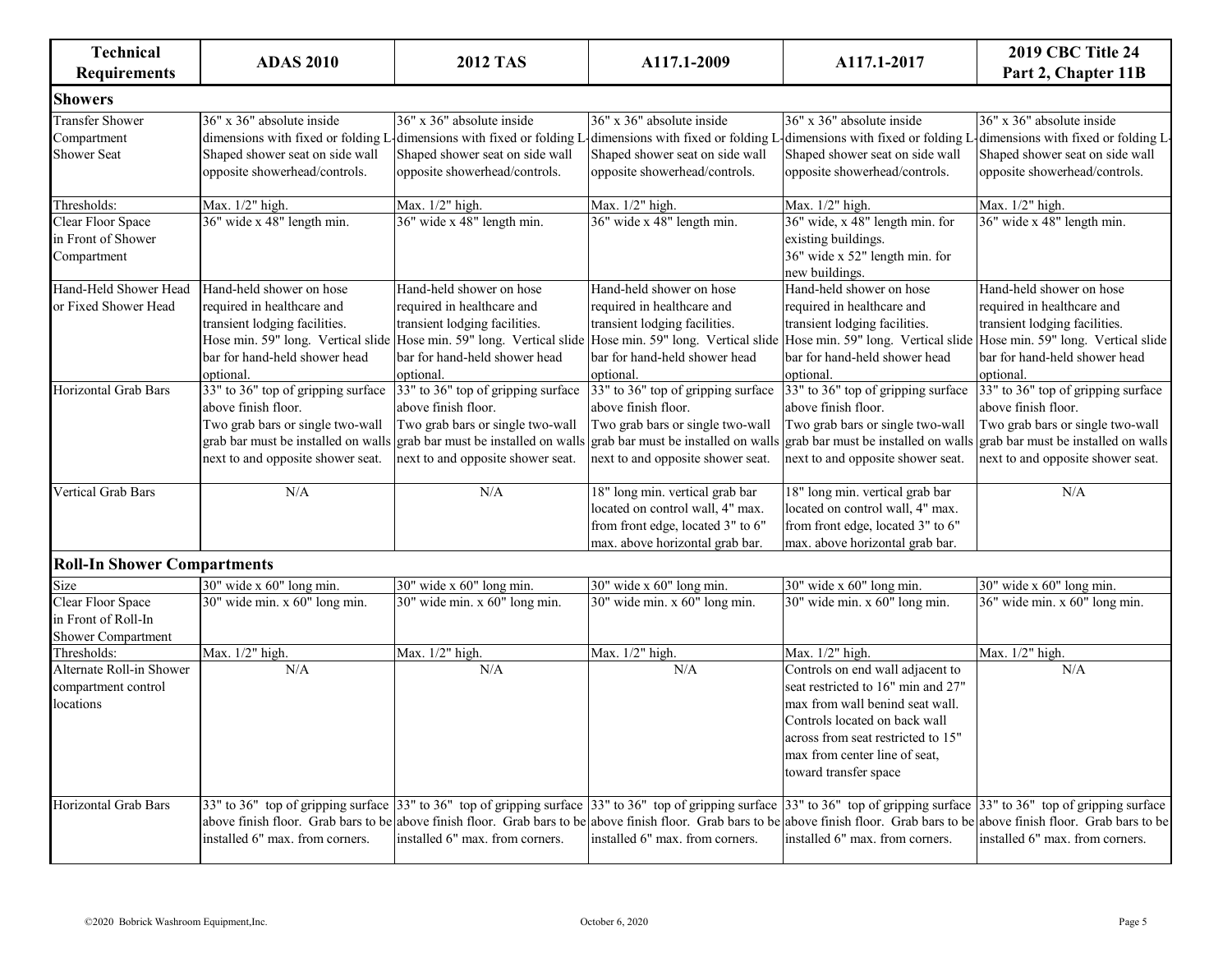| Technical Requirements | ADAS 2010 | 2012 TAS | A117.1-2009 | A117.1-2017 | 2019 CBC Title 24 Part 2, Chapter 11B |
|---|---|---|---|---|---|
| **Showers** | | | | | |
| Transfer Shower Compartment Shower Seat | 36" x 36" absolute inside dimensions with fixed or folding L-Shaped shower seat on side wall opposite showerhead/controls. | 36" x 36" absolute inside dimensions with fixed or folding L-Shaped shower seat on side wall opposite showerhead/controls. | 36" x 36" absolute inside dimensions with fixed or folding L-Shaped shower seat on side wall opposite showerhead/controls. | 36" x 36" absolute inside dimensions with fixed or folding L-Shaped shower seat on side wall opposite showerhead/controls. | 36" x 36" absolute inside dimensions with fixed or folding L-Shaped shower seat on side wall opposite showerhead/controls. |
| Thresholds: | Max. 1/2" high. | Max. 1/2" high. | Max. 1/2" high. | Max. 1/2" high. | Max. 1/2" high. |
| Clear Floor Space in Front of Shower Compartment | 36" wide x 48" length min. | 36" wide x 48" length min. | 36" wide x 48" length min. | 36" wide, x 48" length min. for existing buildings. 36" wide x 52" length min. for new buildings. | 36" wide x 48" length min. |
| Hand-Held Shower Head or Fixed Shower Head | Hand-held shower on hose required in healthcare and transient lodging facilities. Hose min. 59" long. Vertical slide bar for hand-held shower head optional. | Hand-held shower on hose required in healthcare and transient lodging facilities. Hose min. 59" long. Vertical slide bar for hand-held shower head optional. | Hand-held shower on hose required in healthcare and transient lodging facilities. Hose min. 59" long. Vertical slide bar for hand-held shower head optional. | Hand-held shower on hose required in healthcare and transient lodging facilities. Hose min. 59" long. Vertical slide bar for hand-held shower head optional. | Hand-held shower on hose required in healthcare and transient lodging facilities. Hose min. 59" long. Vertical slide bar for hand-held shower head optional. |
| Horizontal Grab Bars | 33" to 36" top of gripping surface above finish floor. Two grab bars or single two-wall grab bar must be installed on walls next to and opposite shower seat. | 33" to 36" top of gripping surface above finish floor. Two grab bars or single two-wall grab bar must be installed on walls next to and opposite shower seat. | 33" to 36" top of gripping surface above finish floor. Two grab bars or single two-wall grab bar must be installed on walls next to and opposite shower seat. | 33" to 36" top of gripping surface above finish floor. Two grab bars or single two-wall grab bar must be installed on walls next to and opposite shower seat. | 33" to 36" top of gripping surface above finish floor. Two grab bars or single two-wall grab bar must be installed on walls next to and opposite shower seat. |
| Vertical Grab Bars | N/A | N/A | 18" long min. vertical grab bar located on control wall, 4" max. from front edge, located 3" to 6" max. above horizontal grab bar. | 18" long min. vertical grab bar located on control wall, 4" max. from front edge, located 3" to 6" max. above horizontal grab bar. | N/A |
| **Roll-In Shower Compartments** | | | | | |
| Size | 30" wide x 60" long min. | 30" wide x 60" long min. | 30" wide x 60" long min. | 30" wide x 60" long min. | 30" wide x 60" long min. |
| Clear Floor Space in Front of Roll-In Shower Compartment | 30" wide min. x 60" long min. | 30" wide min. x 60" long min. | 30" wide min. x 60" long min. | 30" wide min. x 60" long min. | 36" wide min. x 60" long min. |
| Thresholds: | Max. 1/2" high. | Max. 1/2" high. | Max. 1/2" high. | Max. 1/2" high. | Max. 1/2" high. |
| Alternate Roll-in Shower compartment control locations | N/A | N/A | N/A | Controls on end wall adjacent to seat restricted to 16" min and 27" max from wall benind seat wall. Controls located on back wall across from seat restricted to 15" max from center line of seat, toward transfer space | N/A |
| Horizontal Grab Bars | 33" to 36" top of gripping surface above finish floor. Grab bars to be installed 6" max. from corners. | 33" to 36" top of gripping surface above finish floor. Grab bars to be installed 6" max. from corners. | 33" to 36" top of gripping surface above finish floor. Grab bars to be installed 6" max. from corners. | 33" to 36" top of gripping surface above finish floor. Grab bars to be installed 6" max. from corners. | 33" to 36" top of gripping surface above finish floor. Grab bars to be installed 6" max. from corners. |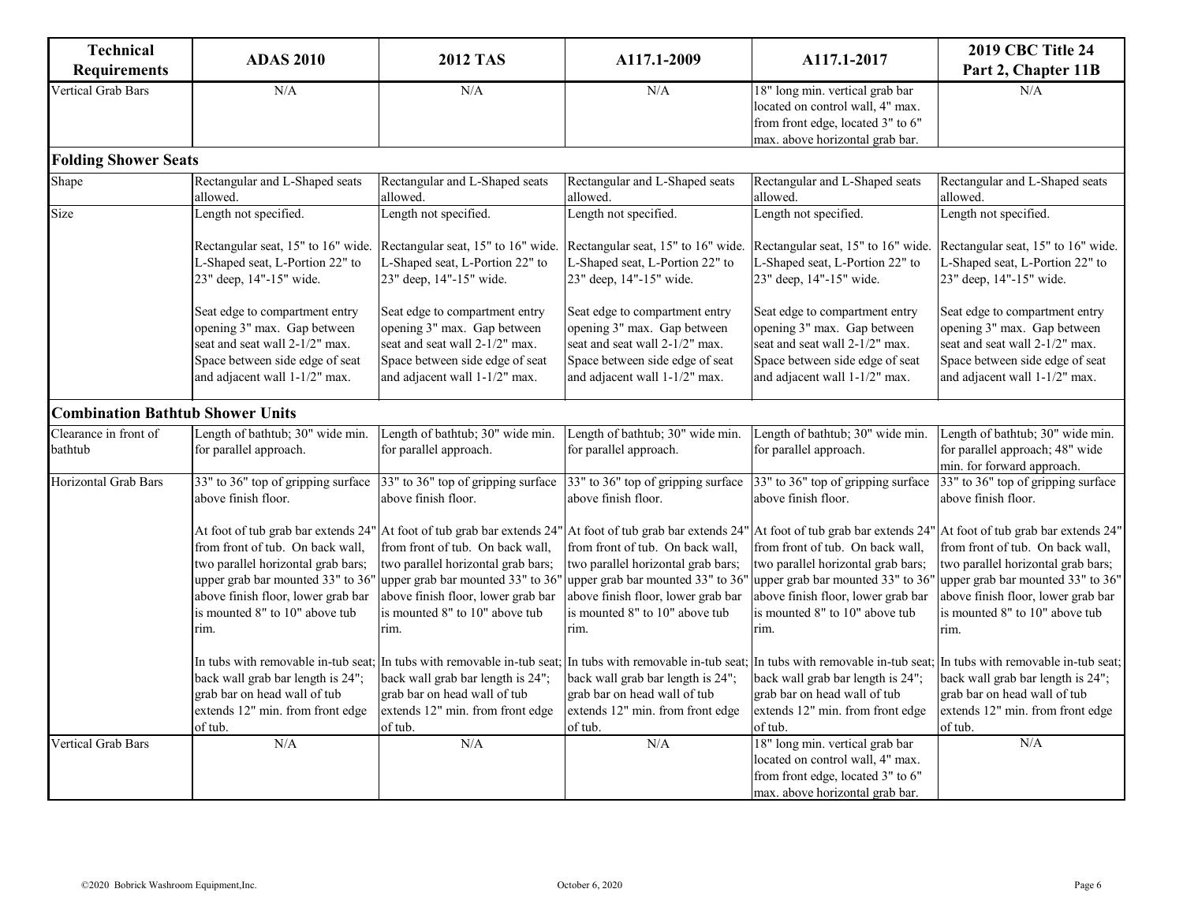| Technical Requirements | ADAS 2010 | 2012 TAS | A117.1-2009 | A117.1-2017 | 2019 CBC Title 24 Part 2, Chapter 11B |
|---|---|---|---|---|---|
| Vertical Grab Bars | N/A | N/A | N/A | 18" long min. vertical grab bar located on control wall, 4" max. from front edge, located 3" to 6" max. above horizontal grab bar. | N/A |
| **Folding Shower Seats** | | | | | |
| Shape | Rectangular and L-Shaped seats allowed. | Rectangular and L-Shaped seats allowed. | Rectangular and L-Shaped seats allowed. | Rectangular and L-Shaped seats allowed. | Rectangular and L-Shaped seats allowed. |
| Size | Length not specified.<br><br>Rectangular seat, 15" to 16" wide. L-Shaped seat, L-Portion 22" to 23" deep, 14"-15" wide.<br><br>Seat edge to compartment entry opening 3" max. Gap between seat and seat wall 2-1/2" max. Space between side edge of seat and adjacent wall 1-1/2" max. | Length not specified.<br><br>Rectangular seat, 15" to 16" wide. L-Shaped seat, L-Portion 22" to 23" deep, 14"-15" wide.<br><br>Seat edge to compartment entry opening 3" max. Gap between seat and seat wall 2-1/2" max. Space between side edge of seat and adjacent wall 1-1/2" max. | Length not specified.<br><br>Rectangular seat, 15" to 16" wide. L-Shaped seat, L-Portion 22" to 23" deep, 14"-15" wide.<br><br>Seat edge to compartment entry opening 3" max. Gap between seat and seat wall 2-1/2" max. Space between side edge of seat and adjacent wall 1-1/2" max. | Length not specified.<br><br>Rectangular seat, 15" to 16" wide. L-Shaped seat, L-Portion 22" to 23" deep, 14"-15" wide.<br><br>Seat edge to compartment entry opening 3" max. Gap between seat and seat wall 2-1/2" max. Space between side edge of seat and adjacent wall 1-1/2" max. | Length not specified.<br><br>Rectangular seat, 15" to 16" wide. L-Shaped seat, L-Portion 22" to 23" deep, 14"-15" wide.<br><br>Seat edge to compartment entry opening 3" max. Gap between seat and seat wall 2-1/2" max. Space between side edge of seat and adjacent wall 1-1/2" max. |
| **Combination Bathtub Shower Units** | | | | | |
| Clearance in front of bathtub | Length of bathtub; 30" wide min. for parallel approach. | Length of bathtub; 30" wide min. for parallel approach. | Length of bathtub; 30" wide min. for parallel approach. | Length of bathtub; 30" wide min. for parallel approach. | Length of bathtub; 30" wide min. for parallel approach; 48" wide min. for forward approach. |
| Horizontal Grab Bars | 33" to 36" top of gripping surface above finish floor.<br><br>At foot of tub grab bar extends 24" from front of tub. On back wall, two parallel horizontal grab bars; upper grab bar mounted 33" to 36" above finish floor, lower grab bar is mounted 8" to 10" above tub rim.<br><br>In tubs with removable in-tub seat; back wall grab bar length is 24"; grab bar on head wall of tub extends 12" min. from front edge of tub. | 33" to 36" top of gripping surface above finish floor.<br><br>At foot of tub grab bar extends 24" from front of tub. On back wall, two parallel horizontal grab bars; upper grab bar mounted 33" to 36" above finish floor, lower grab bar is mounted 8" to 10" above tub rim.<br><br>In tubs with removable in-tub seat; back wall grab bar length is 24"; grab bar on head wall of tub extends 12" min. from front edge of tub. | 33" to 36" top of gripping surface above finish floor.<br><br>At foot of tub grab bar extends 24" from front of tub. On back wall, two parallel horizontal grab bars; upper grab bar mounted 33" to 36" above finish floor, lower grab bar is mounted 8" to 10" above tub rim.<br><br>In tubs with removable in-tub seat; back wall grab bar length is 24"; grab bar on head wall of tub extends 12" min. from front edge of tub. | 33" to 36" top of gripping surface above finish floor.<br><br>At foot of tub grab bar extends 24" from front of tub. On back wall, two parallel horizontal grab bars; upper grab bar mounted 33" to 36" above finish floor, lower grab bar is mounted 8" to 10" above tub rim.<br><br>In tubs with removable in-tub seat; back wall grab bar length is 24"; grab bar on head wall of tub extends 12" min. from front edge of tub. | 33" to 36" top of gripping surface above finish floor.<br><br>At foot of tub grab bar extends 24" from front of tub. On back wall, two parallel horizontal grab bars; upper grab bar mounted 33" to 36" above finish floor, lower grab bar is mounted 8" to 10" above tub rim.<br><br>In tubs with removable in-tub seat; back wall grab bar length is 24"; grab bar on head wall of tub extends 12" min. from front edge of tub. |
| Vertical Grab Bars | N/A | N/A | N/A | 18" long min. vertical grab bar located on control wall, 4" max. from front edge, located 3" to 6" max. above horizontal grab bar. | N/A |

©2020 Bobrick Washroom Equipment,Inc. October 6, 2020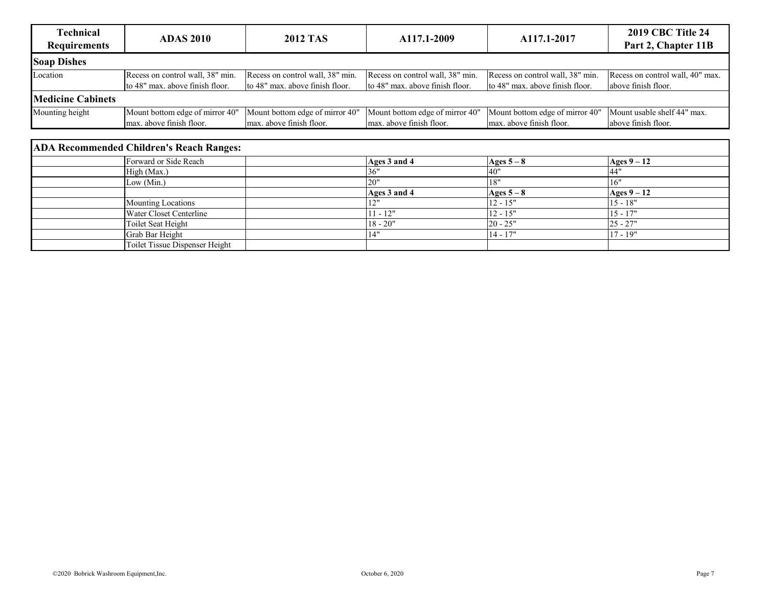| Technical Requirements | ADAS 2010 | 2012 TAS | A117.1-2009 | A117.1-2017 | 2019 CBC Title 24 Part 2, Chapter 11B |
|---|---|---|---|---|---|
| **Soap Dishes** | | | | | |
| Location | Recess on control wall, 38" min. to 48" max. above finish floor. | Recess on control wall, 38" min. to 48" max. above finish floor. | Recess on control wall, 38" min. to 48" max. above finish floor. | Recess on control wall, 38" min. to 48" max. above finish floor. | Recess on control wall, 40" max. above finish floor. |
| **Medicine Cabinets** | | | | | |
| Mounting height | Mount bottom edge of mirror 40" max. above finish floor. | Mount bottom edge of mirror 40" max. above finish floor. | Mount bottom edge of mirror 40" max. above finish floor. | Mount bottom edge of mirror 40" max. above finish floor. | Mount usable shelf 44" max. above finish floor. |

| ADA Recommended Children's Reach Ranges: | | | | | |
|---|---|---|---|---|---|
| | Forward or Side Reach | | **Ages 3 and 4** | **Ages 5 – 8** | **Ages 9 – 12** |
| | High (Max.) | | 36" | 40" | 44" |
| | Low (Min.) | | 20" | 18" | 16" |
| | | | **Ages 3 and 4** | **Ages 5 – 8** | **Ages 9 – 12** |
| | Mounting Locations | | 12" | 12 - 15" | 15 - 18" |
| | Water Closet Centerline | | 11 - 12" | 12 - 15" | 15 - 17" |
| | Toilet Seat Height | | 18 - 20" | 20 - 25" | 25 - 27" |
| | Grab Bar Height | | 14" | 14 - 17" | 17 - 19" |
| | Toilet Tissue Dispenser Height | | | | |

©2020 Bobrick Washroom Equipment,Inc. October 6, 2020